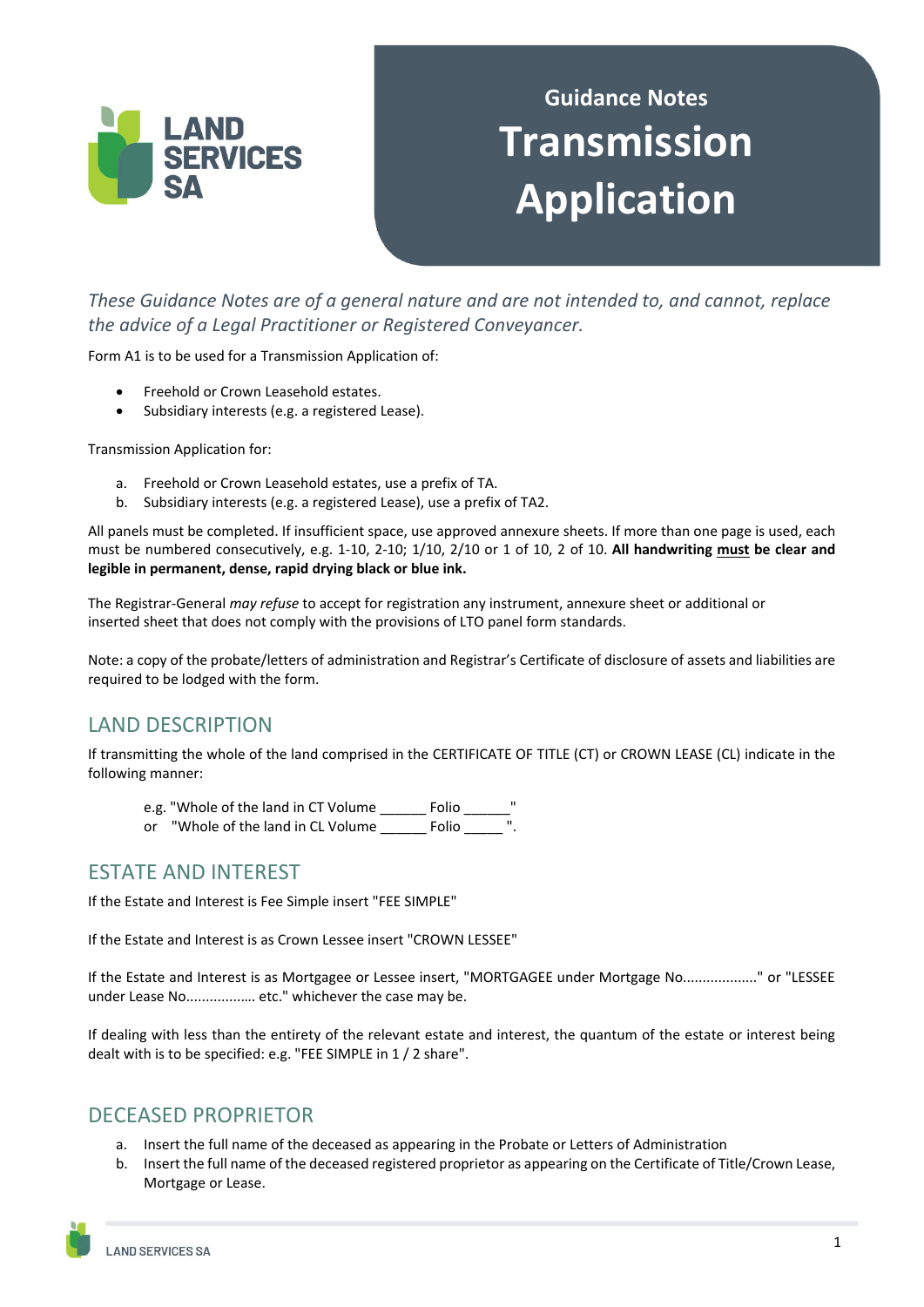# Guidance Notes

# Transmission Application

*These Guidance Notes are of a general nature and are not intended to, and cannot, replace the advice of a Legal Practitioner or Registered Conveyancer.*

Form A1 is to be used for a Transmission Application of:

- Freehold or Crown Leasehold estates.
- Subsidiary interests (e.g. a registered Lease).

Transmission Application for:

a. Freehold or Crown Leasehold estates, use a prefix of TA.
b. Subsidiary interests (e.g. a registered Lease), use a prefix of TA2.

All panels must be completed. If insufficient space, use approved annexure sheets. If more than one page is used, each must be numbered consecutively, e.g. 1-10, 2-10; 1/10, 2/10 or 1 of 10, 2 of 10. **All handwriting must be clear and legible in permanent, dense, rapid drying black or blue ink.**

The Registrar-General *may refuse* to accept for registration any instrument, annexure sheet or additional or inserted sheet that does not comply with the provisions of LTO panel form standards.

Note: a copy of the probate/letters of administration and Registrar's Certificate of disclosure of assets and liabilities are required to be lodged with the form.

## LAND DESCRIPTION

If transmitting the whole of the land comprised in the CERTIFICATE OF TITLE (CT) or CROWN LEASE (CL) indicate in the following manner:

e.g. "Whole of the land in CT Volume ______ Folio ______"
or "Whole of the land in CL Volume ______ Folio _____ ".

## ESTATE AND INTEREST

If the Estate and Interest is Fee Simple insert "FEE SIMPLE"

If the Estate and Interest is as Crown Lessee insert "CROWN LESSEE"

If the Estate and Interest is as Mortgagee or Lessee insert, "MORTGAGEE under Mortgage No.................." or "LESSEE under Lease No................. etc." whichever the case may be.

If dealing with less than the entirety of the relevant estate and interest, the quantum of the estate or interest being dealt with is to be specified: e.g. "FEE SIMPLE in 1 / 2 share".

## DECEASED PROPRIETOR

a. Insert the full name of the deceased as appearing in the Probate or Letters of Administration
b. Insert the full name of the deceased registered proprietor as appearing on the Certificate of Title/Crown Lease, Mortgage or Lease.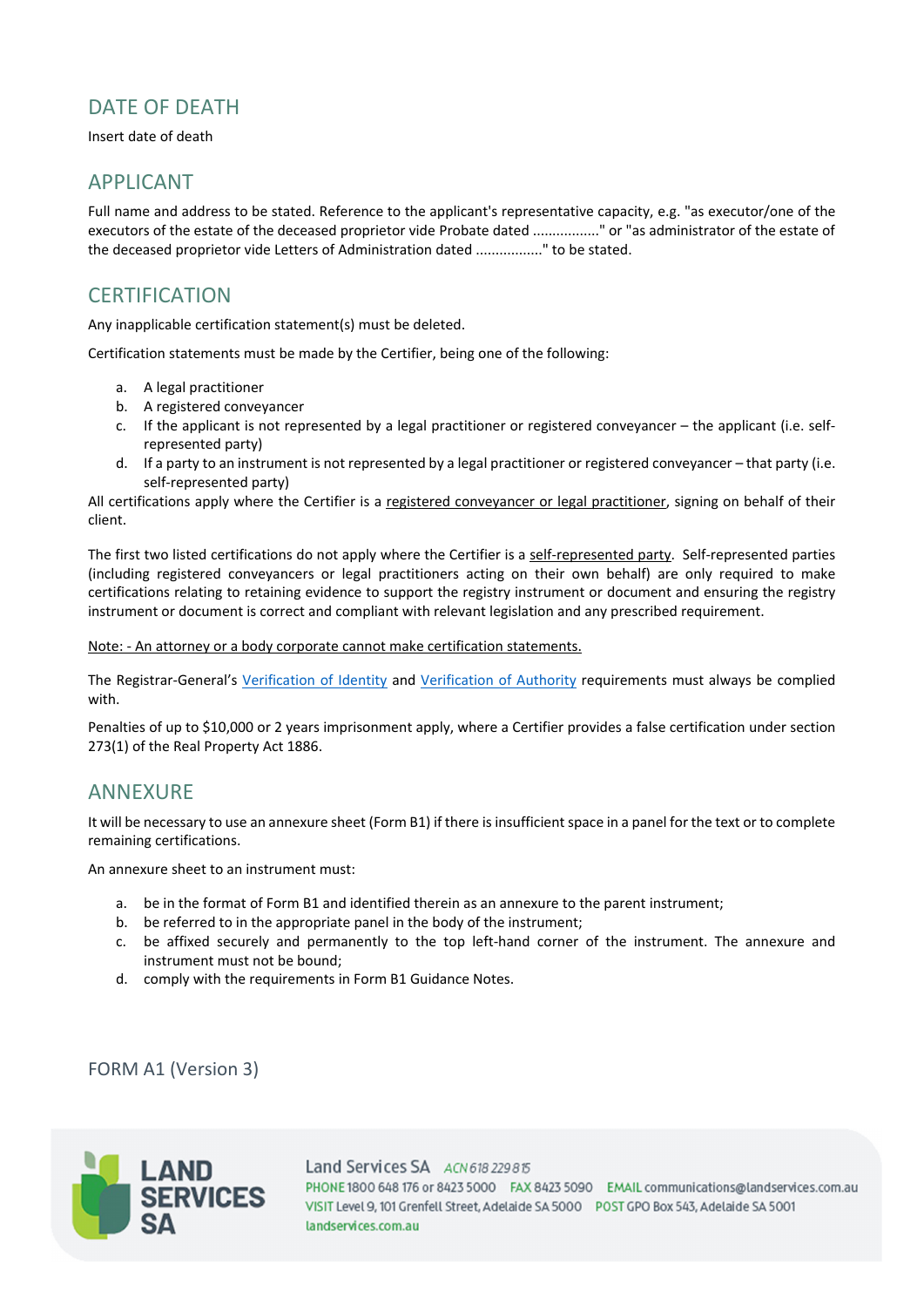## DATE OF DEATH

Insert date of death

## APPLICANT

Full name and address to be stated. Reference to the applicant's representative capacity, e.g. "as executor/one of the executors of the estate of the deceased proprietor vide Probate dated ................" or "as administrator of the estate of the deceased proprietor vide Letters of Administration dated ................" to be stated.

## CERTIFICATION

Any inapplicable certification statement(s) must be deleted.

Certification statements must be made by the Certifier, being one of the following:

a. A legal practitioner
b. A registered conveyancer
c. If the applicant is not represented by a legal practitioner or registered conveyancer – the applicant (i.e. self-represented party)
d. If a party to an instrument is not represented by a legal practitioner or registered conveyancer – that party (i.e. self-represented party)

All certifications apply where the Certifier is a registered conveyancer or legal practitioner, signing on behalf of their client.

The first two listed certifications do not apply where the Certifier is a self-represented party. Self-represented parties (including registered conveyancers or legal practitioners acting on their own behalf) are only required to make certifications relating to retaining evidence to support the registry instrument or document and ensuring the registry instrument or document is correct and compliant with relevant legislation and any prescribed requirement.

Note: - An attorney or a body corporate cannot make certification statements.

The Registrar-General's Verification of Identity and Verification of Authority requirements must always be complied with.

Penalties of up to $10,000 or 2 years imprisonment apply, where a Certifier provides a false certification under section 273(1) of the Real Property Act 1886.

## ANNEXURE

It will be necessary to use an annexure sheet (Form B1) if there is insufficient space in a panel for the text or to complete remaining certifications.

An annexure sheet to an instrument must:

a. be in the format of Form B1 and identified therein as an annexure to the parent instrument;
b. be referred to in the appropriate panel in the body of the instrument;
c. be affixed securely and permanently to the top left-hand corner of the instrument. The annexure and instrument must not be bound;
d. comply with the requirements in Form B1 Guidance Notes.

FORM A1 (Version 3)

LAND SERVICES SA

Land Services SA ACN 618 229 815
PHONE 1800 648 176 or 8423 5000 FAX 8423 5090 EMAIL communications@landservices.com.au
VISIT Level 9, 101 Grenfell Street, Adelaide SA 5000 POST GPO Box 543, Adelaide SA 5001
landservices.com.au